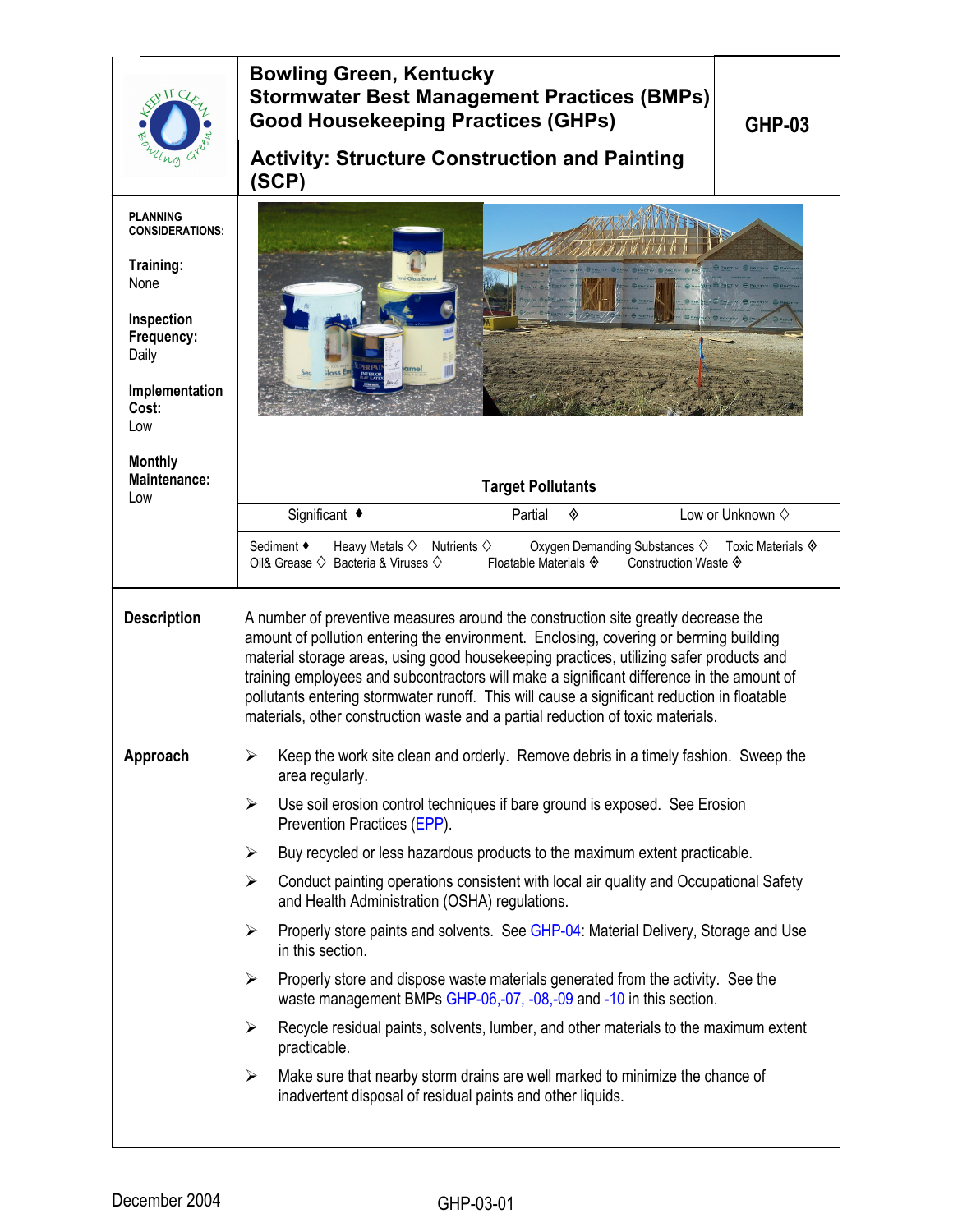# Bowling Green, Kentucky
# Stormwater Best Management Practices (BMPs)
# Good Housekeeping Practices (GHPs)

## GHP-03

## Activity: Structure Construction and Painting (SCP)

**PLANNING CONSIDERATIONS:**

**Training:**
None

**Inspection Frequency:**
Daily

**Implementation Cost:**
Low

**Monthly Maintenance:**
Low

**Target Pollutants**

| Significant ♦ | Partial ◈ | Low or Unknown ◊ |
|---|---|---|

Sediment ♦ Heavy Metals ◊ Nutrients ◊ Oxygen Demanding Substances ◊ Toxic Materials ◈
Oil& Grease ◊ Bacteria & Viruses ◊ Floatable Materials ◈ Construction Waste ◈

**Description**

A number of preventive measures around the construction site greatly decrease the amount of pollution entering the environment. Enclosing, covering or berming building material storage areas, using good housekeeping practices, utilizing safer products and training employees and subcontractors will make a significant difference in the amount of pollutants entering stormwater runoff. This will cause a significant reduction in floatable materials, other construction waste and a partial reduction of toxic materials.

**Approach**

- Keep the work site clean and orderly. Remove debris in a timely fashion. Sweep the area regularly.
- Use soil erosion control techniques if bare ground is exposed. See Erosion Prevention Practices (EPP).
- Buy recycled or less hazardous products to the maximum extent practicable.
- Conduct painting operations consistent with local air quality and Occupational Safety and Health Administration (OSHA) regulations.
- Properly store paints and solvents. See GHP-04: Material Delivery, Storage and Use in this section.
- Properly store and dispose waste materials generated from the activity. See the waste management BMPs GHP-06,-07, -08,-09 and -10 in this section.
- Recycle residual paints, solvents, lumber, and other materials to the maximum extent practicable.
- Make sure that nearby storm drains are well marked to minimize the chance of inadvertent disposal of residual paints and other liquids.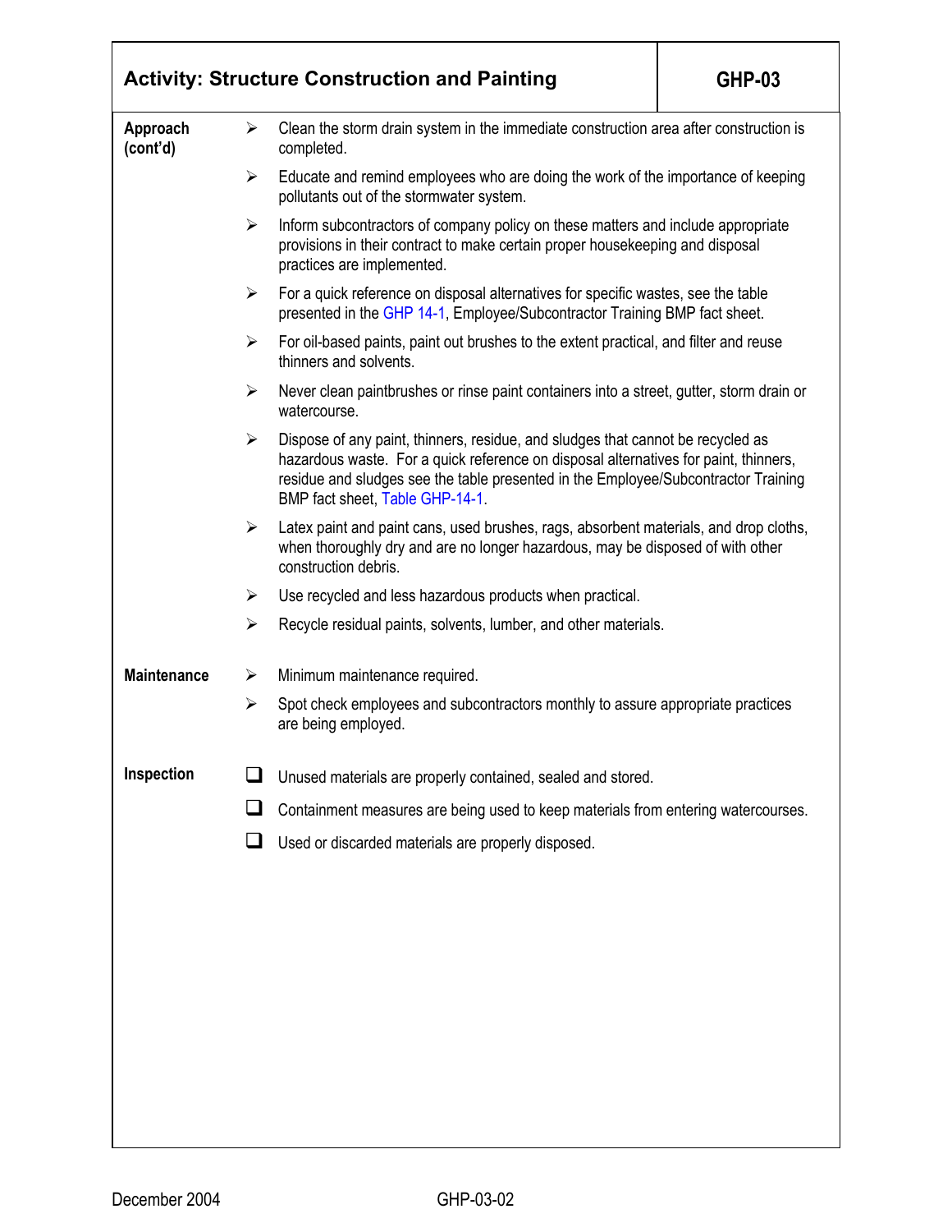## Activity: Structure Construction and Painting — GHP-03

**Approach (cont'd)**

- Clean the storm drain system in the immediate construction area after construction is completed.
- Educate and remind employees who are doing the work of the importance of keeping pollutants out of the stormwater system.
- Inform subcontractors of company policy on these matters and include appropriate provisions in their contract to make certain proper housekeeping and disposal practices are implemented.
- For a quick reference on disposal alternatives for specific wastes, see the table presented in the GHP 14-1, Employee/Subcontractor Training BMP fact sheet.
- For oil-based paints, paint out brushes to the extent practical, and filter and reuse thinners and solvents.
- Never clean paintbrushes or rinse paint containers into a street, gutter, storm drain or watercourse.
- Dispose of any paint, thinners, residue, and sludges that cannot be recycled as hazardous waste. For a quick reference on disposal alternatives for paint, thinners, residue and sludges see the table presented in the Employee/Subcontractor Training BMP fact sheet, Table GHP-14-1.
- Latex paint and paint cans, used brushes, rags, absorbent materials, and drop cloths, when thoroughly dry and are no longer hazardous, may be disposed of with other construction debris.
- Use recycled and less hazardous products when practical.
- Recycle residual paints, solvents, lumber, and other materials.

**Maintenance**

- Minimum maintenance required.
- Spot check employees and subcontractors monthly to assure appropriate practices are being employed.

**Inspection**

- [ ] Unused materials are properly contained, sealed and stored.
- [ ] Containment measures are being used to keep materials from entering watercourses.
- [ ] Used or discarded materials are properly disposed.